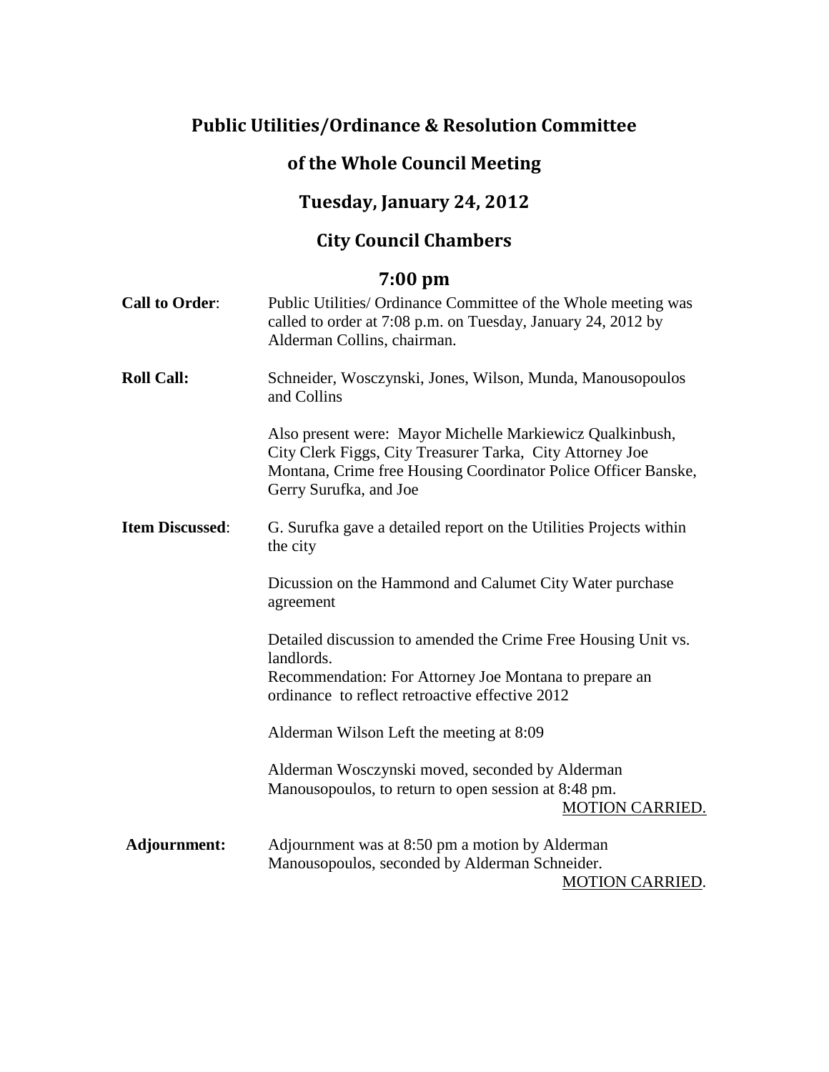# Public Utilities/Ordinance & Resolution Committee

# of the Whole Council Meeting

# Tuesday, January 24, 2012

# City Council Chambers

# 7:00 pm

**Call to Order**: Public Utilities/ Ordinance Committee of the Whole meeting was called to order at 7:08 p.m. on Tuesday, January 24, 2012 by Alderman Collins, chairman.

**Roll Call:** Schneider, Wosczynski, Jones, Wilson, Munda, Manousopoulos and Collins

Also present were: Mayor Michelle Markiewicz Qualkinbush, City Clerk Figgs, City Treasurer Tarka, City Attorney Joe Montana, Crime free Housing Coordinator Police Officer Banske, Gerry Surufka, and Joe

**Item Discussed**: G. Surufka gave a detailed report on the Utilities Projects within the city

Dicussion on the Hammond and Calumet City Water purchase agreement

Detailed discussion to amended the Crime Free Housing Unit vs. landlords.
Recommendation: For Attorney Joe Montana to prepare an ordinance to reflect retroactive effective 2012

Alderman Wilson Left the meeting at 8:09

Alderman Wosczynski moved, seconded by Alderman Manousopoulos, to return to open session at 8:48 pm.
MOTION CARRIED.

**Adjournment:** Adjournment was at 8:50 pm a motion by Alderman Manousopoulos, seconded by Alderman Schneider.
MOTION CARRIED.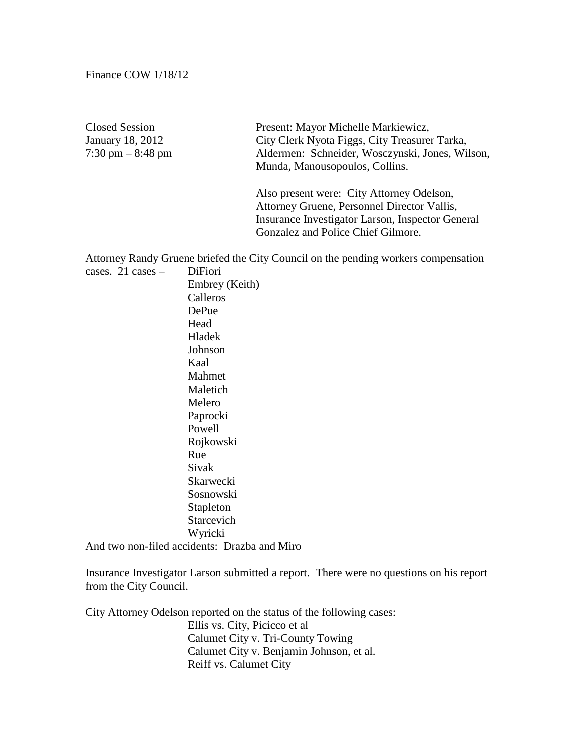Finance COW 1/18/12

Closed Session
January 18, 2012
7:30 pm – 8:48 pm

Present: Mayor Michelle Markiewicz, City Clerk Nyota Figgs, City Treasurer Tarka, Aldermen: Schneider, Wosczynski, Jones, Wilson, Munda, Manousopoulos, Collins.

Also present were: City Attorney Odelson, Attorney Gruene, Personnel Director Vallis, Insurance Investigator Larson, Inspector General Gonzalez and Police Chief Gilmore.

Attorney Randy Gruene briefed the City Council on the pending workers compensation cases. 21 cases –

- DiFiori
- Embrey (Keith)
- Calleros
- DePue
- Head
- Hladek
- Johnson
- Kaal
- Mahmet
- Maletich
- Melero
- Paprocki
- Powell
- Rojkowski
- Rue
- Sivak
- Skarwecki
- Sosnowski
- Stapleton
- Starcevich
- Wyricki

And two non-filed accidents: Drazba and Miro

Insurance Investigator Larson submitted a report. There were no questions on his report from the City Council.

City Attorney Odelson reported on the status of the following cases:

- Ellis vs. City, Picicco et al
- Calumet City v. Tri-County Towing
- Calumet City v. Benjamin Johnson, et al.
- Reiff vs. Calumet City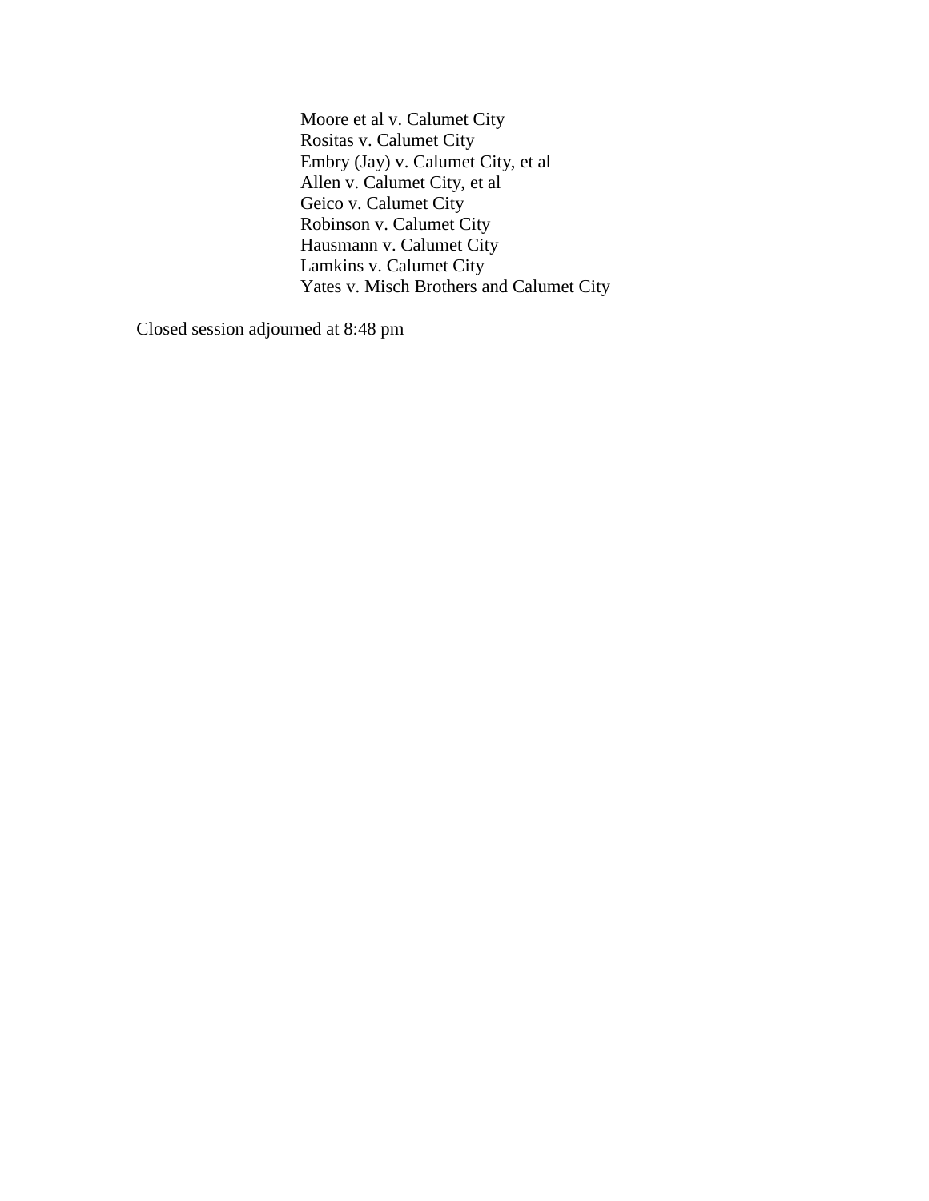Moore et al v. Calumet City
Rositas v. Calumet City
Embry (Jay) v. Calumet City, et al
Allen v. Calumet City, et al
Geico v. Calumet City
Robinson v. Calumet City
Hausmann v. Calumet City
Lamkins v. Calumet City
Yates v. Misch Brothers and Calumet City

Closed session adjourned at 8:48 pm